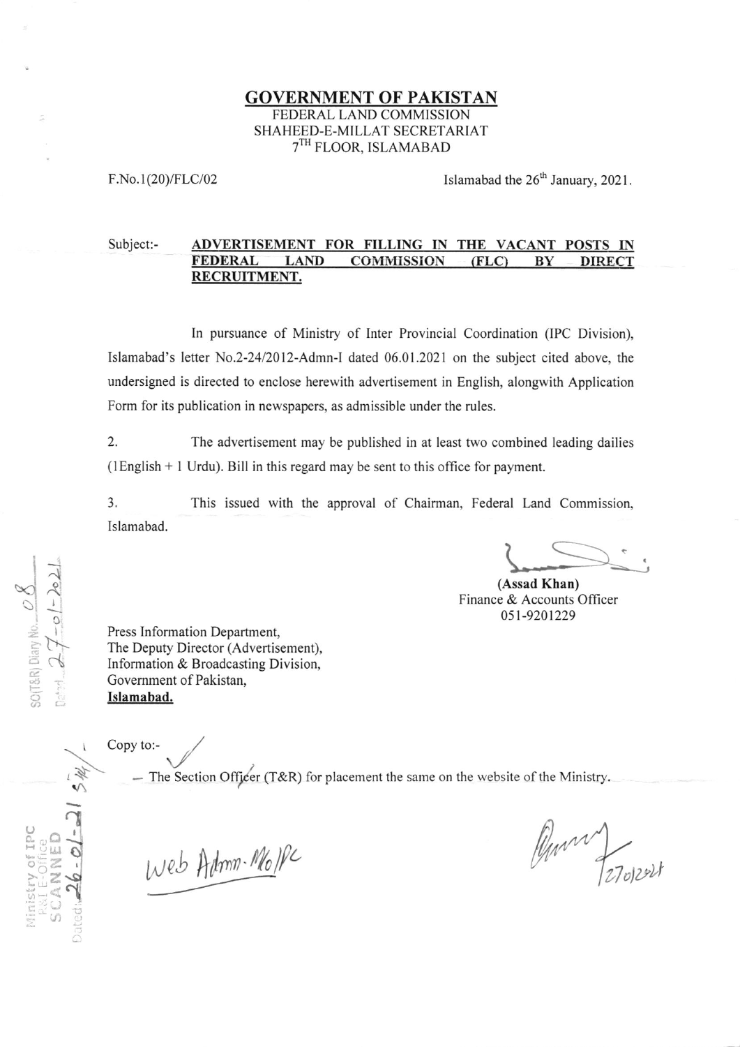# GOVERNMENT OF PAKISTAN

FEDERAL LAND COMMISSION
SHAHEED-E-MILLAT SECRETARIAT
7TH FLOOR, ISLAMABAD

F.No.1(20)/FLC/02

Islamabad the 26th January, 2021.

Subject:- **ADVERTISEMENT FOR FILLING IN THE VACANT POSTS IN FEDERAL LAND COMMISSION (FLC) BY DIRECT RECRUITMENT.**

In pursuance of Ministry of Inter Provincial Coordination (IPC Division), Islamabad's letter No.2-24/2012-Admn-I dated 06.01.2021 on the subject cited above, the undersigned is directed to enclose herewith advertisement in English, alongwith Application Form for its publication in newspapers, as admissible under the rules.

2. The advertisement may be published in at least two combined leading dailies (1English + 1 Urdu). Bill in this regard may be sent to this office for payment.

3. This issued with the approval of Chairman, Federal Land Commission, Islamabad.

**(Assad Khan)**
Finance & Accounts Officer
051-9201229

Press Information Department,
The Deputy Director (Advertisement),
Information & Broadcasting Division,
Government of Pakistan,
**Islamabad.**

Copy to:-

— The Section Officer (T&R) for placement the same on the website of the Ministry.

Web Admn. MoIPC

27/01/2021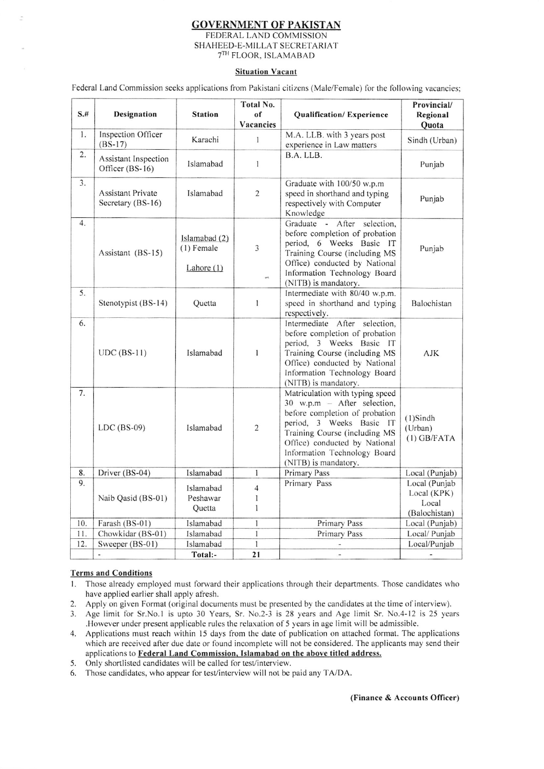# GOVERNMENT OF PAKISTAN

FEDERAL LAND COMMISSION
SHAHEED-E-MILLAT SECRETARIAT
7TH FLOOR, ISLAMABAD

**Situation Vacant**

Federal Land Commission seeks applications from Pakistani citizens (Male/Female) for the following vacancies;

| S.# | Designation | Station | Total No. of Vacancies | Qualification/ Experience | Provincial/ Regional Quota |
|---|---|---|---|---|---|
| 1. | Inspection Officer (BS-17) | Karachi | 1 | M.A. LLB. with 3 years post experience in Law matters | Sindh (Urban) |
| 2. | Assistant Inspection Officer (BS-16) | Islamabad | 1 | B.A. LLB. | Punjab |
| 3. | Assistant Private Secretary (BS-16) | Islamabad | 2 | Graduate with 100/50 w.p.m speed in shorthand and typing respectively with Computer Knowledge | Punjab |
| 4. | Assistant (BS-15) | Islamabad (2) (1) Female Lahore (1) | 3 | Graduate - After selection, before completion of probation period, 6 Weeks Basic IT Training Course (including MS Office) conducted by National Information Technology Board (NITB) is mandatory. | Punjab |
| 5. | Stenotypist (BS-14) | Quetta | 1 | Intermediate with 80/40 w.p.m. speed in shorthand and typing respectively. | Balochistan |
| 6. | UDC (BS-11) | Islamabad | 1 | Intermediate After selection, before completion of probation period, 3 Weeks Basic IT Training Course (including MS Office) conducted by National Information Technology Board (NITB) is mandatory. | AJK |
| 7. | LDC (BS-09) | Islamabad | 2 | Matriculation with typing speed 30 w.p.m – After selection, before completion of probation period, 3 Weeks Basic IT Training Course (including MS Office) conducted by National Information Technology Board (NITB) is mandatory. | (1)Sindh (Urban) (1) GB/FATA |
| 8. | Driver (BS-04) | Islamabad | 1 | Primary Pass | Local (Punjab) |
| 9. | Naib Qasid (BS-01) | Islamabad Peshawar Quetta | 4 1 1 | Primary Pass | Local (Punjab Local (KPK) Local (Balochistan) |
| 10. | Farash (BS-01) | Islamabad | 1 | Primary Pass | Local (Punjab) |
| 11. | Chowkidar (BS-01) | Islamabad | 1 | Primary Pass | Local/ Punjab |
| 12. | Sweeper (BS-01) | Islamabad | 1 | - | Local/Punjab |
| | - | Total:- | 21 | - | - |

**Terms and Conditions**

1. Those already employed must forward their applications through their departments. Those candidates who have applied earlier shall apply afresh.
2. Apply on given Format (original documents must be presented by the candidates at the time of interview).
3. Age limit for Sr.No.1 is upto 30 Years, Sr. No.2-3 is 28 years and Age limit Sr. No.4-12 is 25 years .However under present applicable rules the relaxation of 5 years in age limit will be admissible.
4. Applications must reach within 15 days from the date of publication on attached format. The applications which are received after due date or found incomplete will not be considered. The applicants may send their applications to **Federal Land Commission, Islamabad on the above titled address.**
5. Only shortlisted candidates will be called for test/interview.
6. Those candidates, who appear for test/interview will not be paid any TA/DA.

**(Finance & Accounts Officer)**